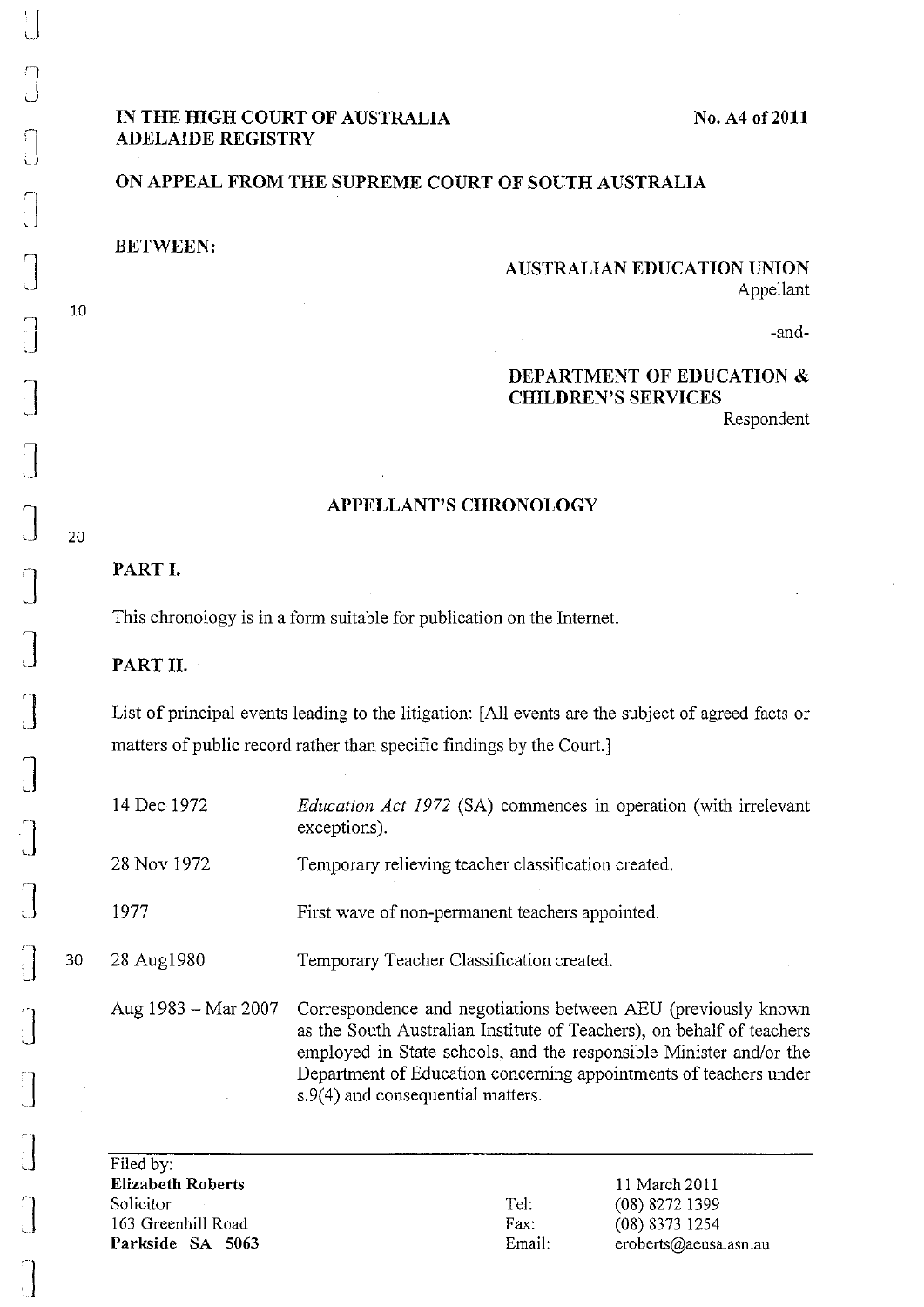**IN THE HIGH COURT OF AUSTRALIA**
**ADELAIDE REGISTRY**

**No. A4 of 2011**

**ON APPEAL FROM THE SUPREME COURT OF SOUTH AUSTRALIA**

**BETWEEN:**

**AUSTRALIAN EDUCATION UNION**
Appellant

-and-

**DEPARTMENT OF EDUCATION & CHILDREN'S SERVICES**
Respondent

## APPELLANT'S CHRONOLOGY

### PART I.

This chronology is in a form suitable for publication on the Internet.

### PART II.

List of principal events leading to the litigation: [All events are the subject of agreed facts or matters of public record rather than specific findings by the Court.]

| | |
|---|---|
| 14 Dec 1972 | *Education Act 1972* (SA) commences in operation (with irrelevant exceptions). |
| 28 Nov 1972 | Temporary relieving teacher classification created. |
| 1977 | First wave of non-permanent teachers appointed. |
| 28 Aug1980 | Temporary Teacher Classification created. |
| Aug 1983 – Mar 2007 | Correspondence and negotiations between AEU (previously known as the South Australian Institute of Teachers), on behalf of teachers employed in State schools, and the responsible Minister and/or the Department of Education concerning appointments of teachers under s.9(4) and consequential matters. |

Filed by:
**Elizabeth Roberts**
Solicitor
163 Greenhill Road
**Parkside SA 5063**

11 March 2011
Tel: (08) 8272 1399
Fax: (08) 8373 1254
Email: eroberts@aeusa.asn.au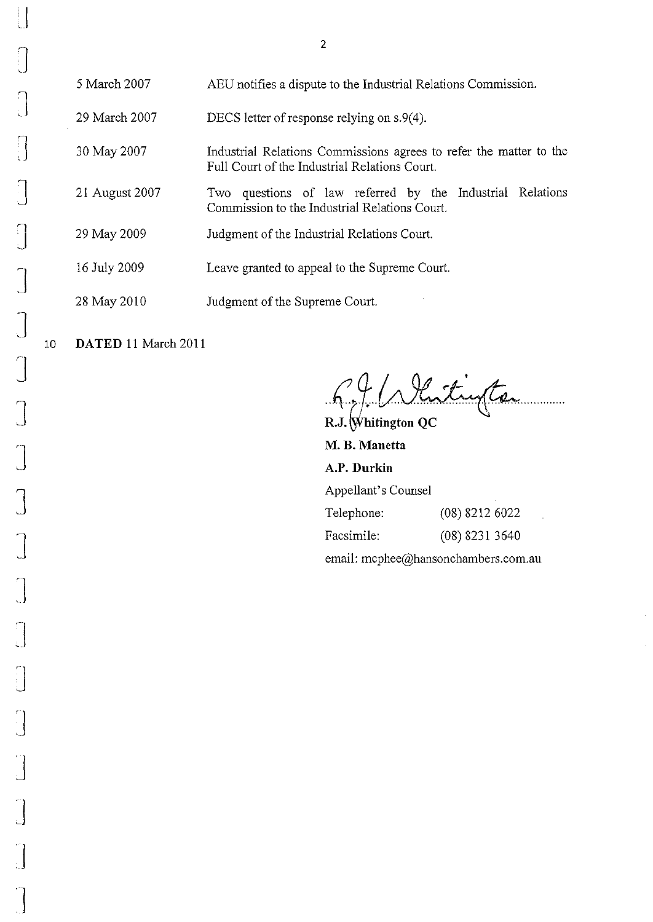| | |
|---|---|
| 5 March 2007 | AEU notifies a dispute to the Industrial Relations Commission. |
| 29 March 2007 | DECS letter of response relying on s.9(4). |
| 30 May 2007 | Industrial Relations Commissions agrees to refer the matter to the Full Court of the Industrial Relations Court. |
| 21 August 2007 | Two questions of law referred by the Industrial Relations Commission to the Industrial Relations Court. |
| 29 May 2009 | Judgment of the Industrial Relations Court. |
| 16 July 2009 | Leave granted to appeal to the Supreme Court. |
| 28 May 2010 | Judgment of the Supreme Court. |

**DATED** 11 March 2011

**R.J. Whitington QC**

**M. B. Manetta**

**A.P. Durkin**

Appellant's Counsel

Telephone: (08) 8212 6022

Facsimile: (08) 8231 3640

email: mcphee@hansonchambers.com.au